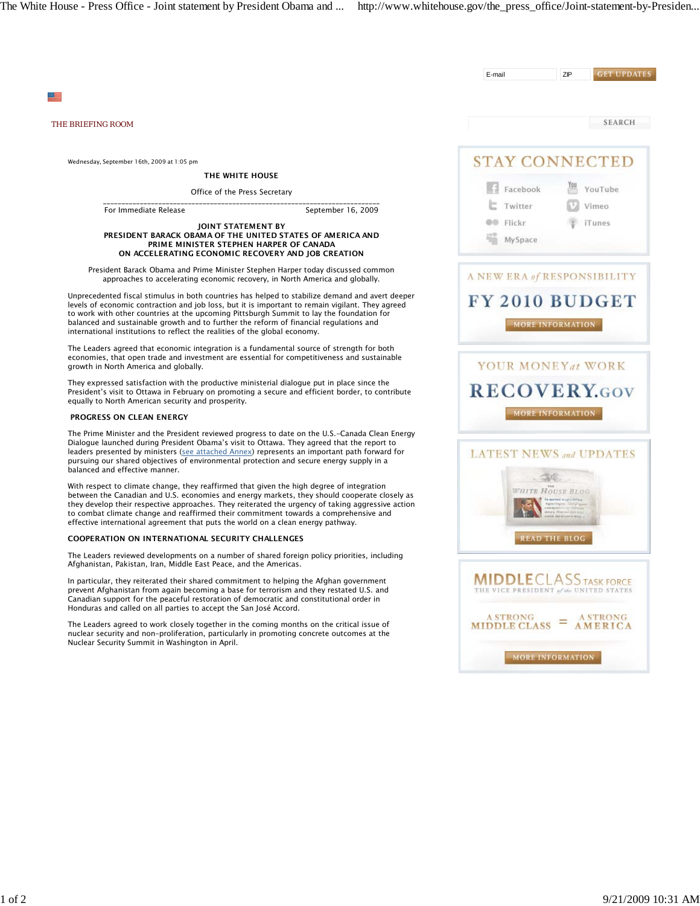THE BRIEFING ROOM

Wednesday, September 16th, 2009 at 1:05 pm

THE WHITE HOUSE

Office of the Press Secretary

For Immediate Release September 16, 2009

**JOINT STATEMENT BY**
**PRESIDENT BARACK OBAMA OF THE UNITED STATES OF AMERICA AND**
**PRIME MINISTER STEPHEN HARPER OF CANADA**
**ON ACCELERATING ECONOMIC RECOVERY AND JOB CREATION**

President Barack Obama and Prime Minister Stephen Harper today discussed common approaches to accelerating economic recovery, in North America and globally.

Unprecedented fiscal stimulus in both countries has helped to stabilize demand and avert deeper levels of economic contraction and job loss, but it is important to remain vigilant. They agreed to work with other countries at the upcoming Pittsburgh Summit to lay the foundation for balanced and sustainable growth and to further the reform of financial regulations and international institutions to reflect the realities of the global economy.

The Leaders agreed that economic integration is a fundamental source of strength for both economies, that open trade and investment are essential for competitiveness and sustainable growth in North America and globally.

They expressed satisfaction with the productive ministerial dialogue put in place since the President's visit to Ottawa in February on promoting a secure and efficient border, to contribute equally to North American security and prosperity.

**PROGRESS ON CLEAN ENERGY**

The Prime Minister and the President reviewed progress to date on the U.S.-Canada Clean Energy Dialogue launched during President Obama's visit to Ottawa. They agreed that the report to leaders presented by ministers (see attached Annex) represents an important path forward for pursuing our shared objectives of environmental protection and secure energy supply in a balanced and effective manner.

With respect to climate change, they reaffirmed that given the high degree of integration between the Canadian and U.S. economies and energy markets, they should cooperate closely as they develop their respective approaches. They reiterated the urgency of taking aggressive action to combat climate change and reaffirmed their commitment towards a comprehensive and effective international agreement that puts the world on a clean energy pathway.

**COOPERATION ON INTERNATIONAL SECURITY CHALLENGES**

The Leaders reviewed developments on a number of shared foreign policy priorities, including Afghanistan, Pakistan, Iran, Middle East Peace, and the Americas.

In particular, they reiterated their shared commitment to helping the Afghan government prevent Afghanistan from again becoming a base for terrorism and they restated U.S. and Canadian support for the peaceful restoration of democratic and constitutional order in Honduras and called on all parties to accept the San José Accord.

The Leaders agreed to work closely together in the coming months on the critical issue of nuclear security and non-proliferation, particularly in promoting concrete outcomes at the Nuclear Security Summit in Washington in April.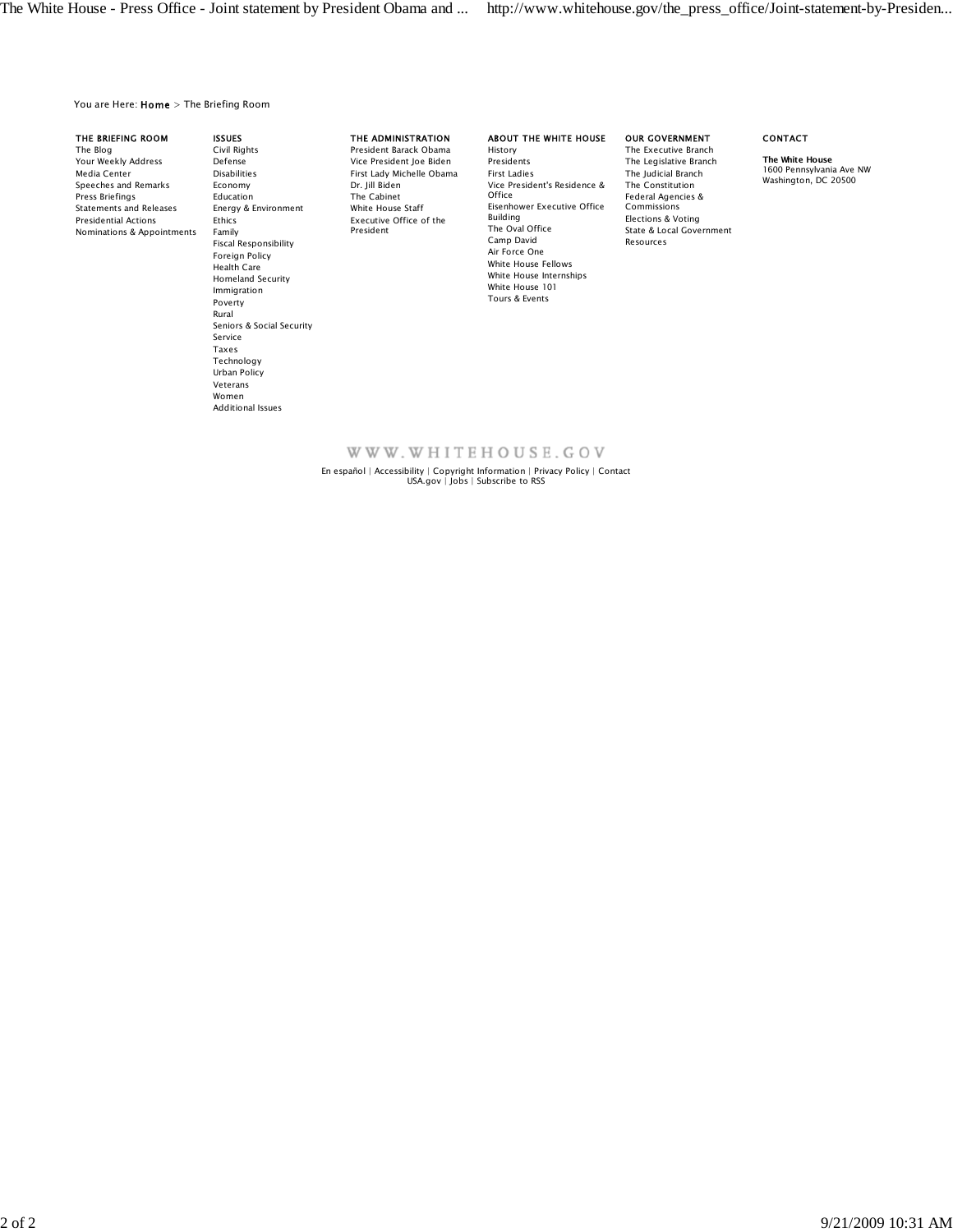You are Here: **Home** > The Briefing Room

**THE BRIEFING ROOM**
- The Blog
- Your Weekly Address
- Media Center
- Speeches and Remarks
- Press Briefings
- Statements and Releases
- Presidential Actions
- Nominations & Appointments

**ISSUES**
- Civil Rights
- Defense
- Disabilities
- Economy
- Education
- Energy & Environment
- Ethics
- Family
- Fiscal Responsibility
- Foreign Policy
- Health Care
- Homeland Security
- Immigration
- Poverty
- Rural
- Seniors & Social Security
- Service
- Taxes
- Technology
- Urban Policy
- Veterans
- Women
- Additional Issues

**THE ADMINISTRATION**
- President Barack Obama
- Vice President Joe Biden
- First Lady Michelle Obama
- Dr. Jill Biden
- The Cabinet
- White House Staff
- Executive Office of the President

**ABOUT THE WHITE HOUSE**
- History
- Presidents
- First Ladies
- Vice President's Residence & Office
- Eisenhower Executive Office Building
- The Oval Office
- Camp David
- Air Force One
- White House Fellows
- White House Internships
- White House 101
- Tours & Events

**OUR GOVERNMENT**
- The Executive Branch
- The Legislative Branch
- The Judicial Branch
- The Constitution
- Federal Agencies & Commissions
- Elections & Voting
- State & Local Government Resources

**CONTACT**

**The White House**
1600 Pennsylvania Ave NW
Washington, DC 20500

WWW.WHITEHOUSE.GOV

En español | Accessibility | Copyright Information | Privacy Policy | Contact
USA.gov | Jobs | Subscribe to RSS